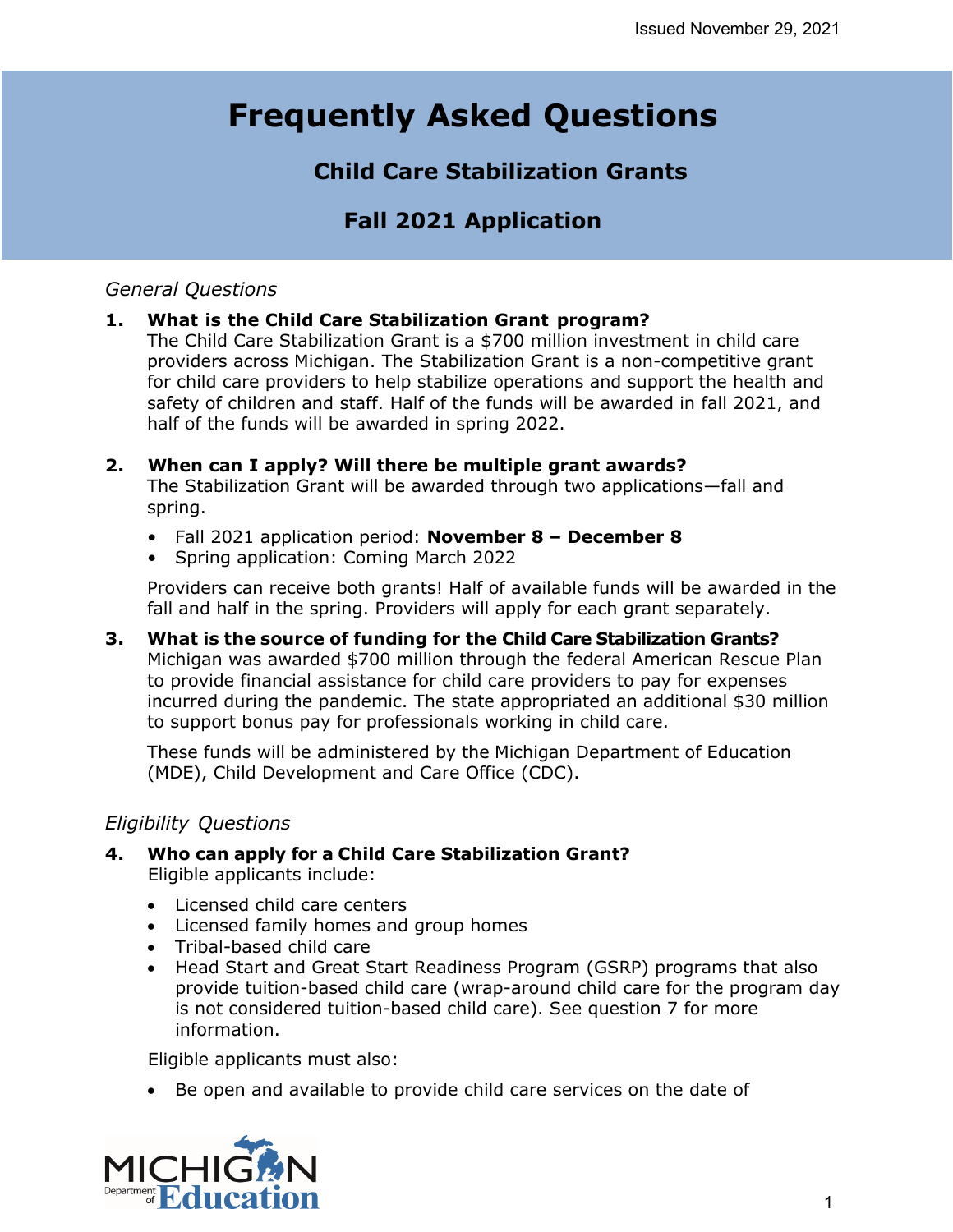Issued November 29, 2021

# Frequently Asked Questions

## Child Care Stabilization Grants

## Fall 2021 Application

*General Questions*

1. **What is the Child Care Stabilization Grant program?**
   The Child Care Stabilization Grant is a $700 million investment in child care providers across Michigan. The Stabilization Grant is a non-competitive grant for child care providers to help stabilize operations and support the health and safety of children and staff. Half of the funds will be awarded in fall 2021, and half of the funds will be awarded in spring 2022.

2. **When can I apply? Will there be multiple grant awards?**
   The Stabilization Grant will be awarded through two applications—fall and spring.

   - Fall 2021 application period: **November 8 – December 8**
   - Spring application: Coming March 2022

   Providers can receive both grants! Half of available funds will be awarded in the fall and half in the spring. Providers will apply for each grant separately.

3. **What is the source of funding for the Child Care Stabilization Grants?**
   Michigan was awarded $700 million through the federal American Rescue Plan to provide financial assistance for child care providers to pay for expenses incurred during the pandemic. The state appropriated an additional $30 million to support bonus pay for professionals working in child care.

   These funds will be administered by the Michigan Department of Education (MDE), Child Development and Care Office (CDC).

*Eligibility Questions*

4. **Who can apply for a Child Care Stabilization Grant?**
   Eligible applicants include:

   - Licensed child care centers
   - Licensed family homes and group homes
   - Tribal-based child care
   - Head Start and Great Start Readiness Program (GSRP) programs that also provide tuition-based child care (wrap-around child care for the program day is not considered tuition-based child care). See question 7 for more information.

   Eligible applicants must also:

   - Be open and available to provide child care services on the date of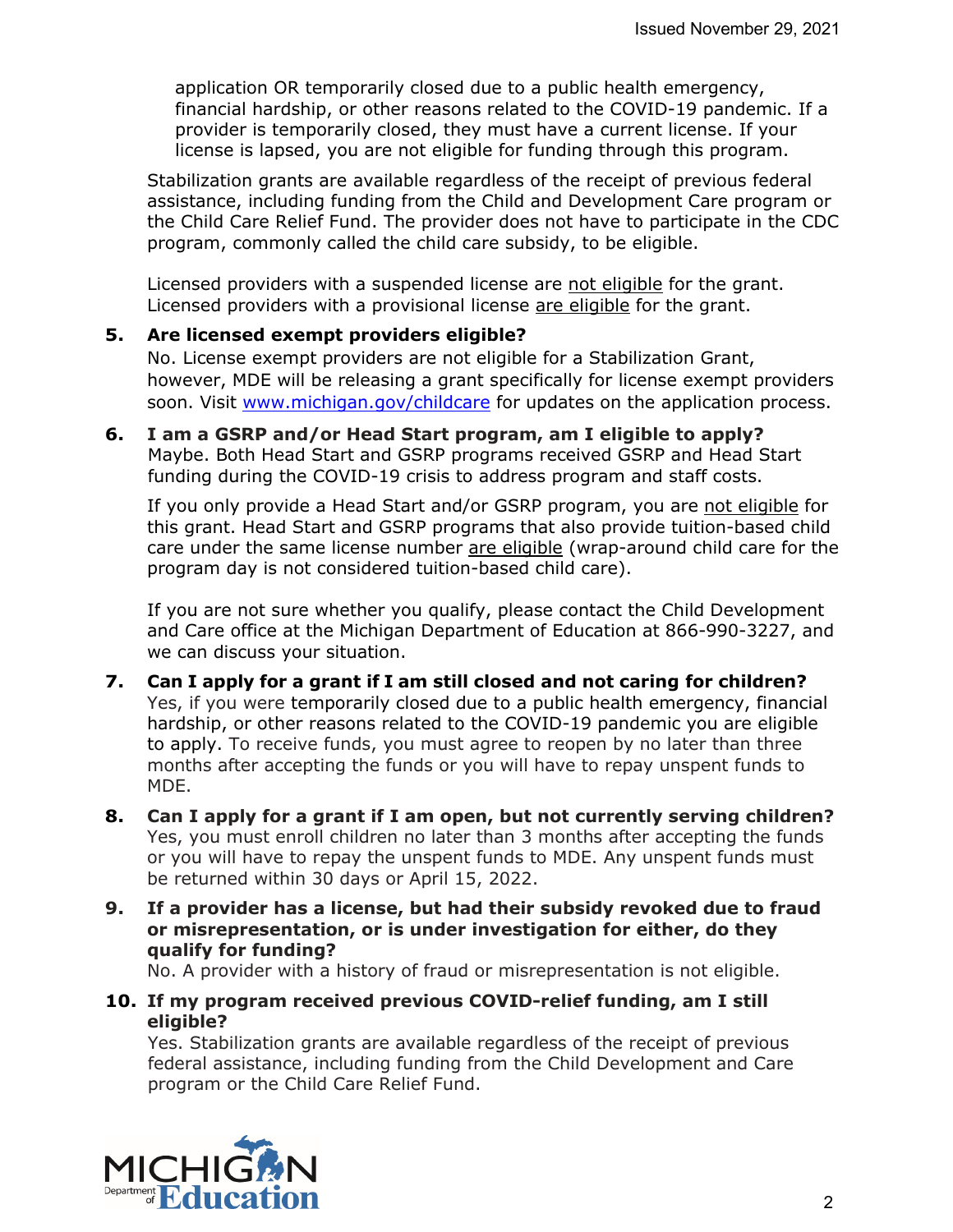application OR temporarily closed due to a public health emergency, financial hardship, or other reasons related to the COVID-19 pandemic. If a provider is temporarily closed, they must have a current license. If your license is lapsed, you are not eligible for funding through this program.

Stabilization grants are available regardless of the receipt of previous federal assistance, including funding from the Child and Development Care program or the Child Care Relief Fund. The provider does not have to participate in the CDC program, commonly called the child care subsidy, to be eligible.

Licensed providers with a suspended license are not eligible for the grant. Licensed providers with a provisional license are eligible for the grant.

5. **Are licensed exempt providers eligible?**
   No. License exempt providers are not eligible for a Stabilization Grant, however, MDE will be releasing a grant specifically for license exempt providers soon. Visit [www.michigan.gov/childcare](www.michigan.gov/childcare) for updates on the application process.

6. **I am a GSRP and/or Head Start program, am I eligible to apply?**
   Maybe. Both Head Start and GSRP programs received GSRP and Head Start funding during the COVID-19 crisis to address program and staff costs.

   If you only provide a Head Start and/or GSRP program, you are not eligible for this grant. Head Start and GSRP programs that also provide tuition-based child care under the same license number are eligible (wrap-around child care for the program day is not considered tuition-based child care).

   If you are not sure whether you qualify, please contact the Child Development and Care office at the Michigan Department of Education at 866-990-3227, and we can discuss your situation.

7. **Can I apply for a grant if I am still closed and not caring for children?**
   Yes, if you were temporarily closed due to a public health emergency, financial hardship, or other reasons related to the COVID-19 pandemic you are eligible to apply. To receive funds, you must agree to reopen by no later than three months after accepting the funds or you will have to repay unspent funds to MDE.

8. **Can I apply for a grant if I am open, but not currently serving children?**
   Yes, you must enroll children no later than 3 months after accepting the funds or you will have to repay the unspent funds to MDE. Any unspent funds must be returned within 30 days or April 15, 2022.

9. **If a provider has a license, but had their subsidy revoked due to fraud or misrepresentation, or is under investigation for either, do they qualify for funding?**
   No. A provider with a history of fraud or misrepresentation is not eligible.

10. **If my program received previous COVID-relief funding, am I still eligible?**
    Yes. Stabilization grants are available regardless of the receipt of previous federal assistance, including funding from the Child Development and Care program or the Child Care Relief Fund.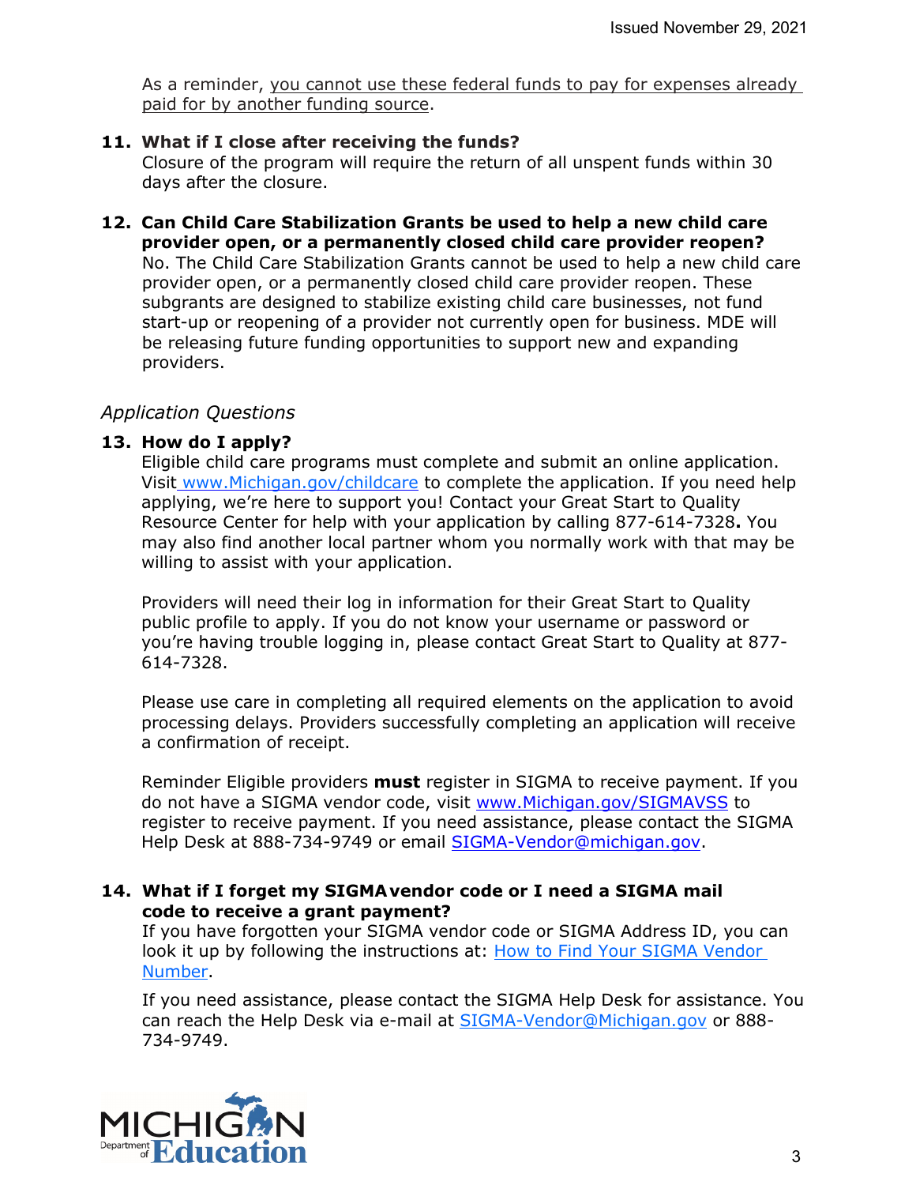As a reminder, you cannot use these federal funds to pay for expenses already paid for by another funding source.

**11. What if I close after receiving the funds?**

Closure of the program will require the return of all unspent funds within 30 days after the closure.

**12. Can Child Care Stabilization Grants be used to help a new child care provider open, or a permanently closed child care provider reopen?**

No. The Child Care Stabilization Grants cannot be used to help a new child care provider open, or a permanently closed child care provider reopen. These subgrants are designed to stabilize existing child care businesses, not fund start-up or reopening of a provider not currently open for business. MDE will be releasing future funding opportunities to support new and expanding providers.

## *Application Questions*

**13. How do I apply?**

Eligible child care programs must complete and submit an online application. Visit www.Michigan.gov/childcare to complete the application. If you need help applying, we're here to support you! Contact your Great Start to Quality Resource Center for help with your application by calling 877-614-7328**.** You may also find another local partner whom you normally work with that may be willing to assist with your application.

Providers will need their log in information for their Great Start to Quality public profile to apply. If you do not know your username or password or you're having trouble logging in, please contact Great Start to Quality at 877-614-7328.

Please use care in completing all required elements on the application to avoid processing delays. Providers successfully completing an application will receive a confirmation of receipt.

Reminder Eligible providers **must** register in SIGMA to receive payment. If you do not have a SIGMA vendor code, visit www.Michigan.gov/SIGMAVSS to register to receive payment. If you need assistance, please contact the SIGMA Help Desk at 888-734-9749 or email SIGMA-Vendor@michigan.gov.

**14. What if I forget my SIGMA vendor code or I need a SIGMA mail code to receive a grant payment?**

If you have forgotten your SIGMA vendor code or SIGMA Address ID, you can look it up by following the instructions at: How to Find Your SIGMA Vendor Number.

If you need assistance, please contact the SIGMA Help Desk for assistance. You can reach the Help Desk via e-mail at SIGMA-Vendor@Michigan.gov or 888-734-9749.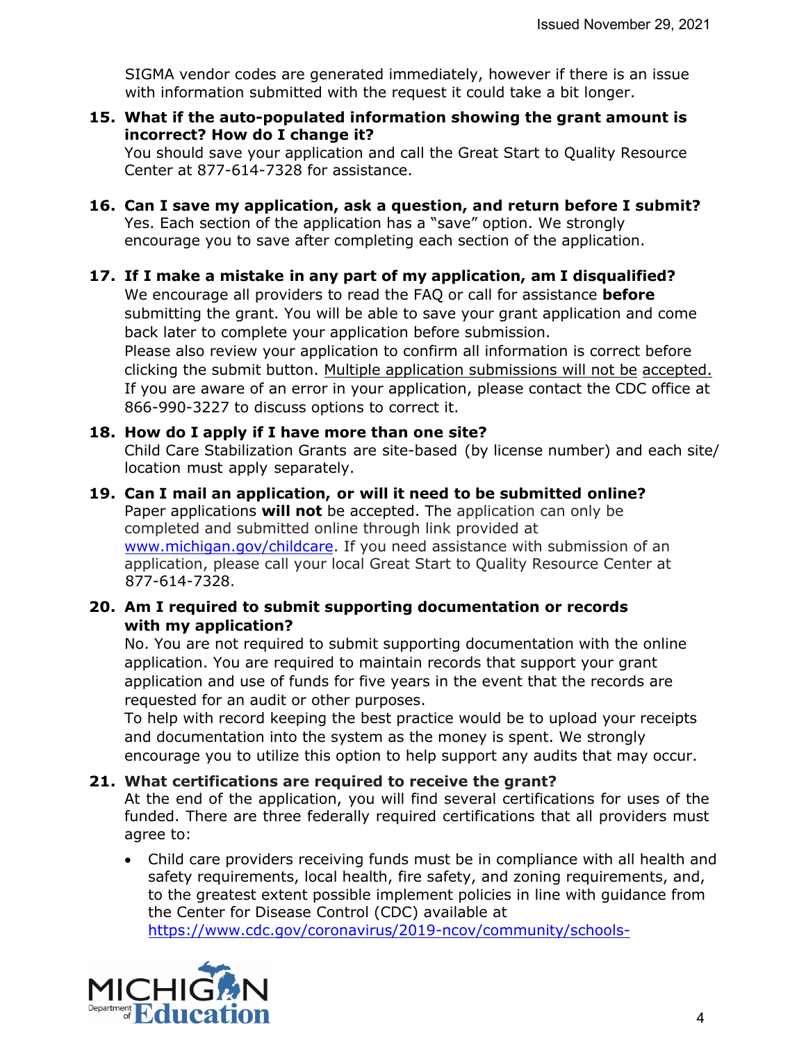SIGMA vendor codes are generated immediately, however if there is an issue with information submitted with the request it could take a bit longer.

**15. What if the auto-populated information showing the grant amount is incorrect? How do I change it?**

You should save your application and call the Great Start to Quality Resource Center at 877-614-7328 for assistance.

**16. Can I save my application, ask a question, and return before I submit?**

Yes. Each section of the application has a "save" option. We strongly encourage you to save after completing each section of the application.

**17. If I make a mistake in any part of my application, am I disqualified?**

We encourage all providers to read the FAQ or call for assistance **before** submitting the grant. You will be able to save your grant application and come back later to complete your application before submission.

Please also review your application to confirm all information is correct before clicking the submit button. Multiple application submissions will not be accepted. If you are aware of an error in your application, please contact the CDC office at 866-990-3227 to discuss options to correct it.

**18. How do I apply if I have more than one site?**

Child Care Stabilization Grants are site-based (by license number) and each site/ location must apply separately.

**19. Can I mail an application, or will it need to be submitted online?**

Paper applications **will not** be accepted. The application can only be completed and submitted online through link provided at www.michigan.gov/childcare. If you need assistance with submission of an application, please call your local Great Start to Quality Resource Center at 877-614-7328.

**20. Am I required to submit supporting documentation or records with my application?**

No. You are not required to submit supporting documentation with the online application. You are required to maintain records that support your grant application and use of funds for five years in the event that the records are requested for an audit or other purposes.

To help with record keeping the best practice would be to upload your receipts and documentation into the system as the money is spent. We strongly encourage you to utilize this option to help support any audits that may occur.

**21. What certifications are required to receive the grant?**

At the end of the application, you will find several certifications for uses of the funded. There are three federally required certifications that all providers must agree to:

- Child care providers receiving funds must be in compliance with all health and safety requirements, local health, fire safety, and zoning requirements, and, to the greatest extent possible implement policies in line with guidance from the Center for Disease Control (CDC) available at https://www.cdc.gov/coronavirus/2019-ncov/community/schools-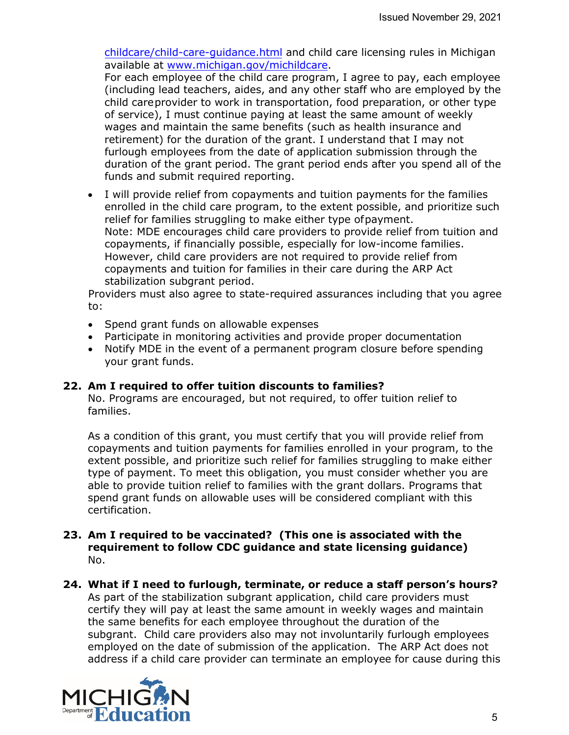childcare/child-care-guidance.html and child care licensing rules in Michigan available at www.michigan.gov/michildcare.
For each employee of the child care program, I agree to pay, each employee (including lead teachers, aides, and any other staff who are employed by the child care provider to work in transportation, food preparation, or other type of service), I must continue paying at least the same amount of weekly wages and maintain the same benefits (such as health insurance and retirement) for the duration of the grant. I understand that I may not furlough employees from the date of application submission through the duration of the grant period. The grant period ends after you spend all of the funds and submit required reporting.

- I will provide relief from copayments and tuition payments for the families enrolled in the child care program, to the extent possible, and prioritize such relief for families struggling to make either type of payment.
  Note: MDE encourages child care providers to provide relief from tuition and copayments, if financially possible, especially for low-income families. However, child care providers are not required to provide relief from copayments and tuition for families in their care during the ARP Act stabilization subgrant period.

Providers must also agree to state-required assurances including that you agree to:

- Spend grant funds on allowable expenses
- Participate in monitoring activities and provide proper documentation
- Notify MDE in the event of a permanent program closure before spending your grant funds.

**22. Am I required to offer tuition discounts to families?**
No. Programs are encouraged, but not required, to offer tuition relief to families.

As a condition of this grant, you must certify that you will provide relief from copayments and tuition payments for families enrolled in your program, to the extent possible, and prioritize such relief for families struggling to make either type of payment. To meet this obligation, you must consider whether you are able to provide tuition relief to families with the grant dollars. Programs that spend grant funds on allowable uses will be considered compliant with this certification.

**23. Am I required to be vaccinated? (This one is associated with the requirement to follow CDC guidance and state licensing guidance)**
No.

**24. What if I need to furlough, terminate, or reduce a staff person's hours?**
As part of the stabilization subgrant application, child care providers must certify they will pay at least the same amount in weekly wages and maintain the same benefits for each employee throughout the duration of the subgrant. Child care providers also may not involuntarily furlough employees employed on the date of submission of the application. The ARP Act does not address if a child care provider can terminate an employee for cause during this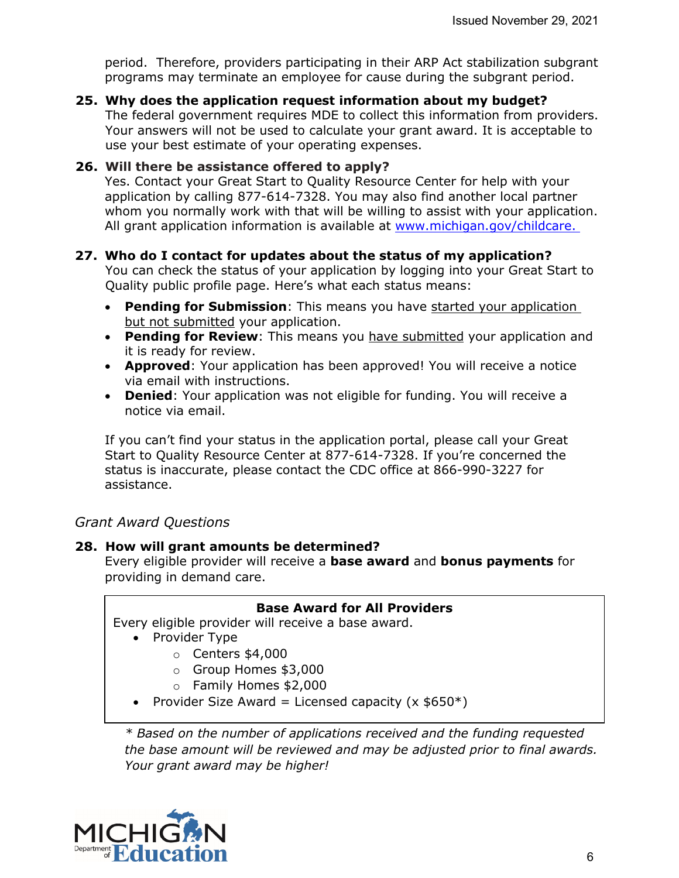period. Therefore, providers participating in their ARP Act stabilization subgrant programs may terminate an employee for cause during the subgrant period.

**25. Why does the application request information about my budget?**
The federal government requires MDE to collect this information from providers. Your answers will not be used to calculate your grant award. It is acceptable to use your best estimate of your operating expenses.

**26. Will there be assistance offered to apply?**
Yes. Contact your Great Start to Quality Resource Center for help with your application by calling 877-614-7328. You may also find another local partner whom you normally work with that will be willing to assist with your application. All grant application information is available at [www.michigan.gov/childcare.](http://www.michigan.gov/childcare)

**27. Who do I contact for updates about the status of my application?**
You can check the status of your application by logging into your Great Start to Quality public profile page. Here's what each status means:

- **Pending for Submission**: This means you have started your application but not submitted your application.
- **Pending for Review**: This means you have submitted your application and it is ready for review.
- **Approved**: Your application has been approved! You will receive a notice via email with instructions.
- **Denied**: Your application was not eligible for funding. You will receive a notice via email.

If you can't find your status in the application portal, please call your Great Start to Quality Resource Center at 877-614-7328. If you're concerned the status is inaccurate, please contact the CDC office at 866-990-3227 for assistance.

*Grant Award Questions*

**28. How will grant amounts be determined?**
Every eligible provider will receive a **base award** and **bonus payments** for providing in demand care.

**Base Award for All Providers**

Every eligible provider will receive a base award.

- Provider Type
  - Centers $4,000
  - Group Homes $3,000
  - Family Homes $2,000
- Provider Size Award = Licensed capacity (x $650*)

*\* Based on the number of applications received and the funding requested the base amount will be reviewed and may be adjusted prior to final awards. Your grant award may be higher!*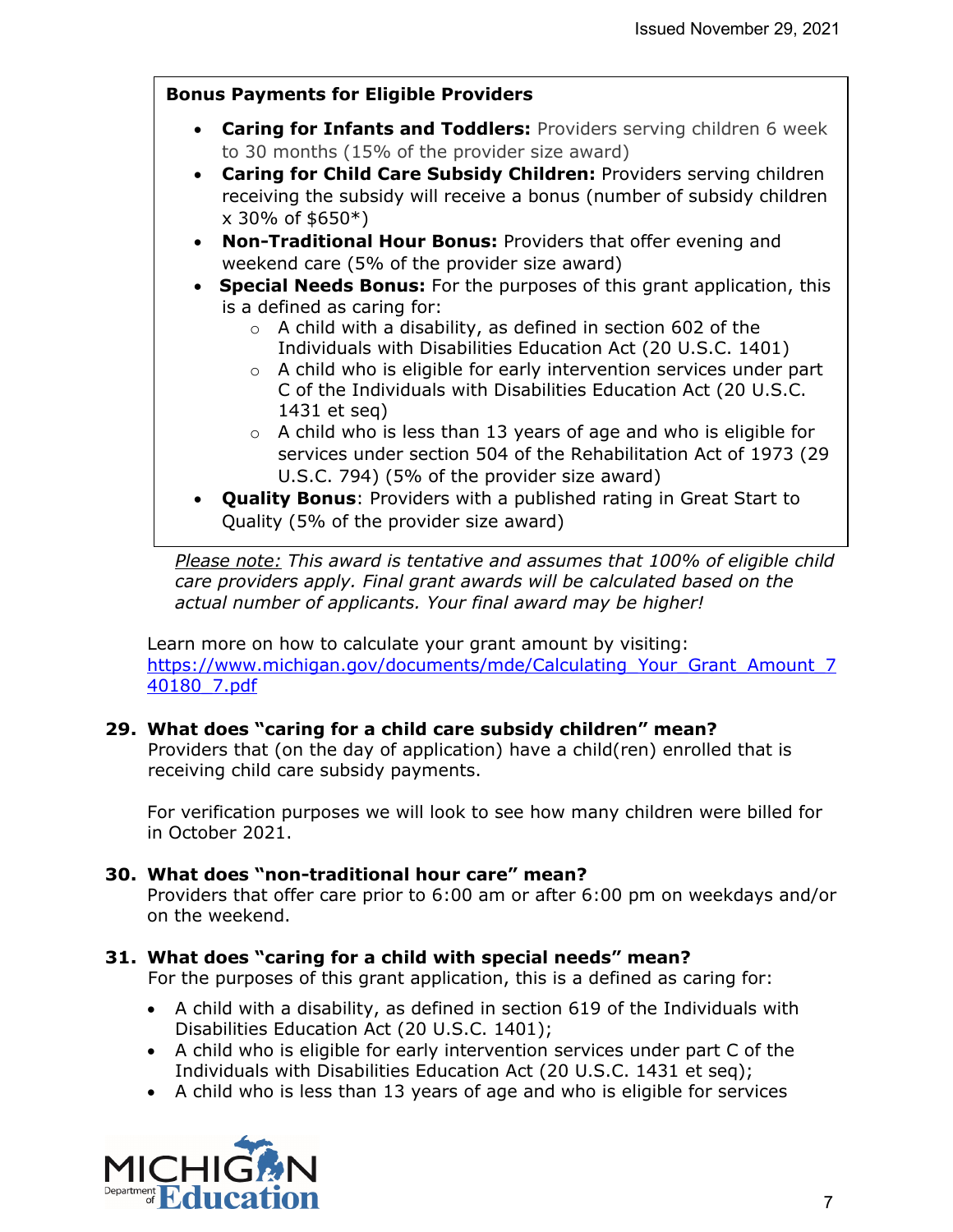**Bonus Payments for Eligible Providers**

- **Caring for Infants and Toddlers:** Providers serving children 6 week to 30 months (15% of the provider size award)
- **Caring for Child Care Subsidy Children:** Providers serving children receiving the subsidy will receive a bonus (number of subsidy children x 30% of $650*)
- **Non-Traditional Hour Bonus:** Providers that offer evening and weekend care (5% of the provider size award)
- **Special Needs Bonus:** For the purposes of this grant application, this is a defined as caring for:
  - A child with a disability, as defined in section 602 of the Individuals with Disabilities Education Act (20 U.S.C. 1401)
  - A child who is eligible for early intervention services under part C of the Individuals with Disabilities Education Act (20 U.S.C. 1431 et seq)
  - A child who is less than 13 years of age and who is eligible for services under section 504 of the Rehabilitation Act of 1973 (29 U.S.C. 794) (5% of the provider size award)
- **Quality Bonus**: Providers with a published rating in Great Start to Quality (5% of the provider size award)

*<u>Please note:</u> This award is tentative and assumes that 100% of eligible child care providers apply. Final grant awards will be calculated based on the actual number of applicants. Your final award may be higher!*

Learn more on how to calculate your grant amount by visiting: [https://www.michigan.gov/documents/mde/Calculating_Your_Grant_Amount_740180_7.pdf](https://www.michigan.gov/documents/mde/Calculating_Your_Grant_Amount_740180_7.pdf)

**29. What does "caring for a child care subsidy children" mean?**

Providers that (on the day of application) have a child(ren) enrolled that is receiving child care subsidy payments.

For verification purposes we will look to see how many children were billed for in October 2021.

**30. What does "non-traditional hour care" mean?**

Providers that offer care prior to 6:00 am or after 6:00 pm on weekdays and/or on the weekend.

**31. What does "caring for a child with special needs" mean?**

For the purposes of this grant application, this is a defined as caring for:

- A child with a disability, as defined in section 619 of the Individuals with Disabilities Education Act (20 U.S.C. 1401);
- A child who is eligible for early intervention services under part C of the Individuals with Disabilities Education Act (20 U.S.C. 1431 et seq);
- A child who is less than 13 years of age and who is eligible for services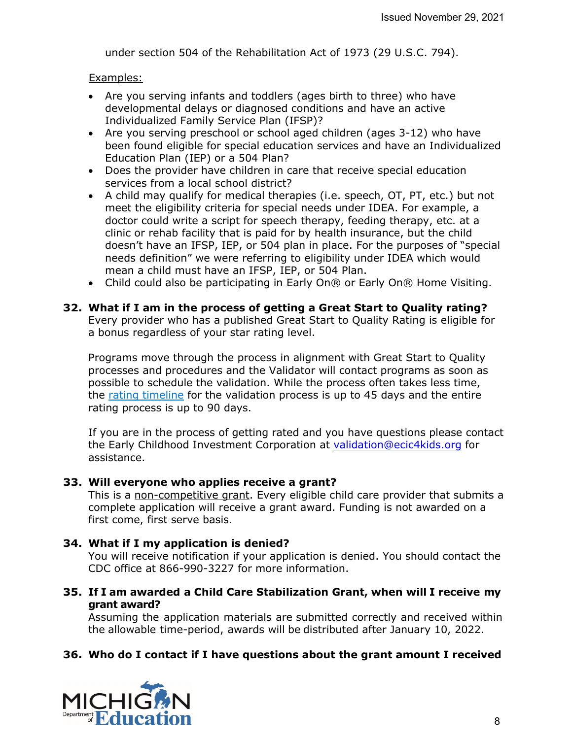under section 504 of the Rehabilitation Act of 1973 (29 U.S.C. 794).

Examples:

- Are you serving infants and toddlers (ages birth to three) who have developmental delays or diagnosed conditions and have an active Individualized Family Service Plan (IFSP)?
- Are you serving preschool or school aged children (ages 3-12) who have been found eligible for special education services and have an Individualized Education Plan (IEP) or a 504 Plan?
- Does the provider have children in care that receive special education services from a local school district?
- A child may qualify for medical therapies (i.e. speech, OT, PT, etc.) but not meet the eligibility criteria for special needs under IDEA. For example, a doctor could write a script for speech therapy, feeding therapy, etc. at a clinic or rehab facility that is paid for by health insurance, but the child doesn't have an IFSP, IEP, or 504 plan in place. For the purposes of "special needs definition" we were referring to eligibility under IDEA which would mean a child must have an IFSP, IEP, or 504 Plan.
- Child could also be participating in Early On® or Early On® Home Visiting.

**32. What if I am in the process of getting a Great Start to Quality rating?**
Every provider who has a published Great Start to Quality Rating is eligible for a bonus regardless of your star rating level.

Programs move through the process in alignment with Great Start to Quality processes and procedures and the Validator will contact programs as soon as possible to schedule the validation. While the process often takes less time, the rating timeline for the validation process is up to 45 days and the entire rating process is up to 90 days.

If you are in the process of getting rated and you have questions please contact the Early Childhood Investment Corporation at validation@ecic4kids.org for assistance.

**33. Will everyone who applies receive a grant?**
This is a non-competitive grant. Every eligible child care provider that submits a complete application will receive a grant award. Funding is not awarded on a first come, first serve basis.

**34. What if I my application is denied?**
You will receive notification if your application is denied. You should contact the CDC office at 866-990-3227 for more information.

**35. If I am awarded a Child Care Stabilization Grant, when will I receive my grant award?**
Assuming the application materials are submitted correctly and received within the allowable time-period, awards will be distributed after January 10, 2022.

**36. Who do I contact if I have questions about the grant amount I received**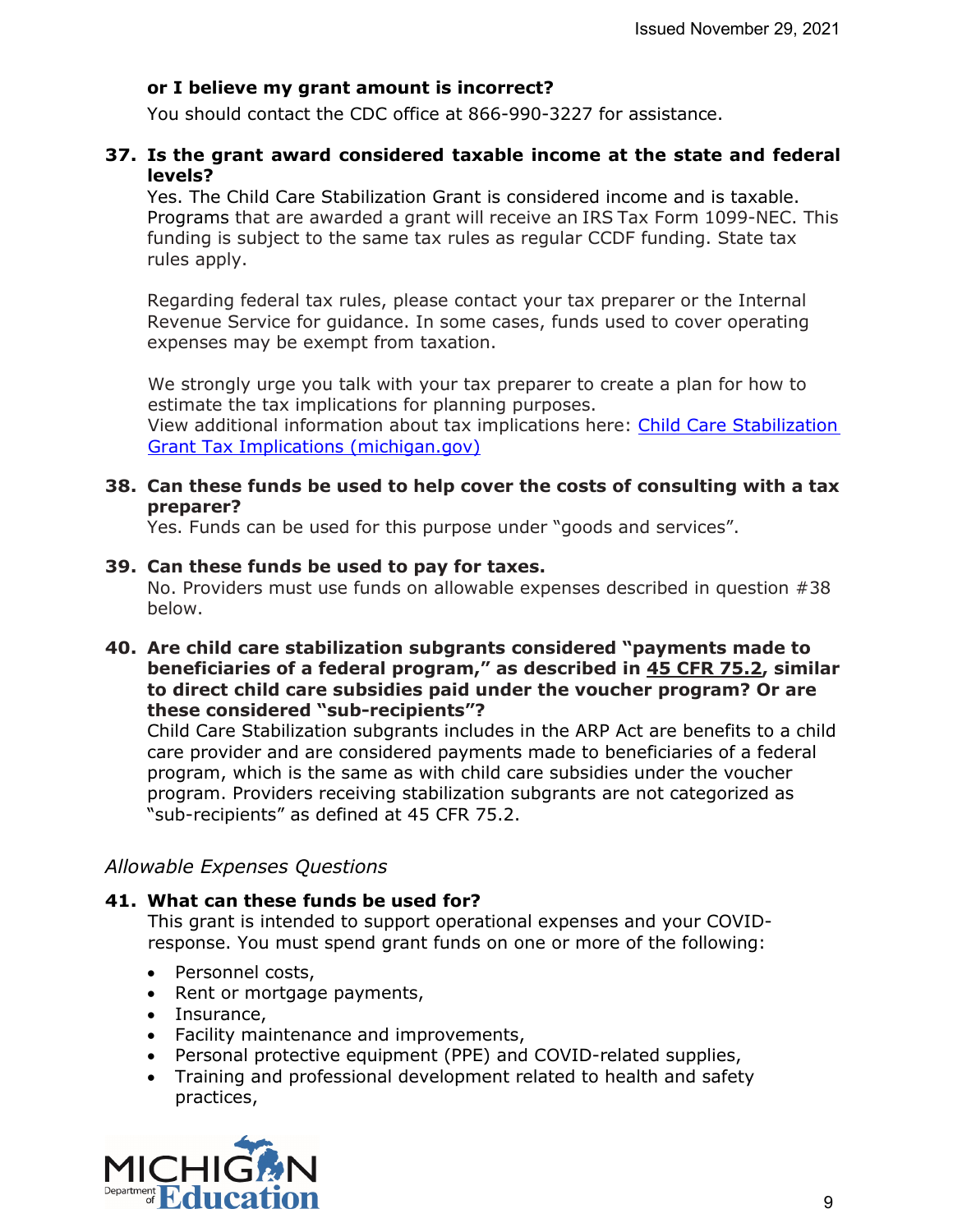**or I believe my grant amount is incorrect?**

You should contact the CDC office at 866-990-3227 for assistance.

37. **Is the grant award considered taxable income at the state and federal levels?**

    Yes. The Child Care Stabilization Grant is considered income and is taxable. Programs that are awarded a grant will receive an IRS Tax Form 1099-NEC. This funding is subject to the same tax rules as regular CCDF funding. State tax rules apply.

    Regarding federal tax rules, please contact your tax preparer or the Internal Revenue Service for guidance. In some cases, funds used to cover operating expenses may be exempt from taxation.

    We strongly urge you talk with your tax preparer to create a plan for how to estimate the tax implications for planning purposes.
    View additional information about tax implications here: [Child Care Stabilization Grant Tax Implications (michigan.gov)]

38. **Can these funds be used to help cover the costs of consulting with a tax preparer?**

    Yes. Funds can be used for this purpose under "goods and services".

39. **Can these funds be used to pay for taxes.**

    No. Providers must use funds on allowable expenses described in question #38 below.

40. **Are child care stabilization subgrants considered "payments made to beneficiaries of a federal program," as described in 45 CFR 75.2, similar to direct child care subsidies paid under the voucher program? Or are these considered "sub-recipients"?**

    Child Care Stabilization subgrants includes in the ARP Act are benefits to a child care provider and are considered payments made to beneficiaries of a federal program, which is the same as with child care subsidies under the voucher program. Providers receiving stabilization subgrants are not categorized as "sub-recipients" as defined at 45 CFR 75.2.

*Allowable Expenses Questions*

41. **What can these funds be used for?**

    This grant is intended to support operational expenses and your COVID-response. You must spend grant funds on one or more of the following:

    - Personnel costs,
    - Rent or mortgage payments,
    - Insurance,
    - Facility maintenance and improvements,
    - Personal protective equipment (PPE) and COVID-related supplies,
    - Training and professional development related to health and safety practices,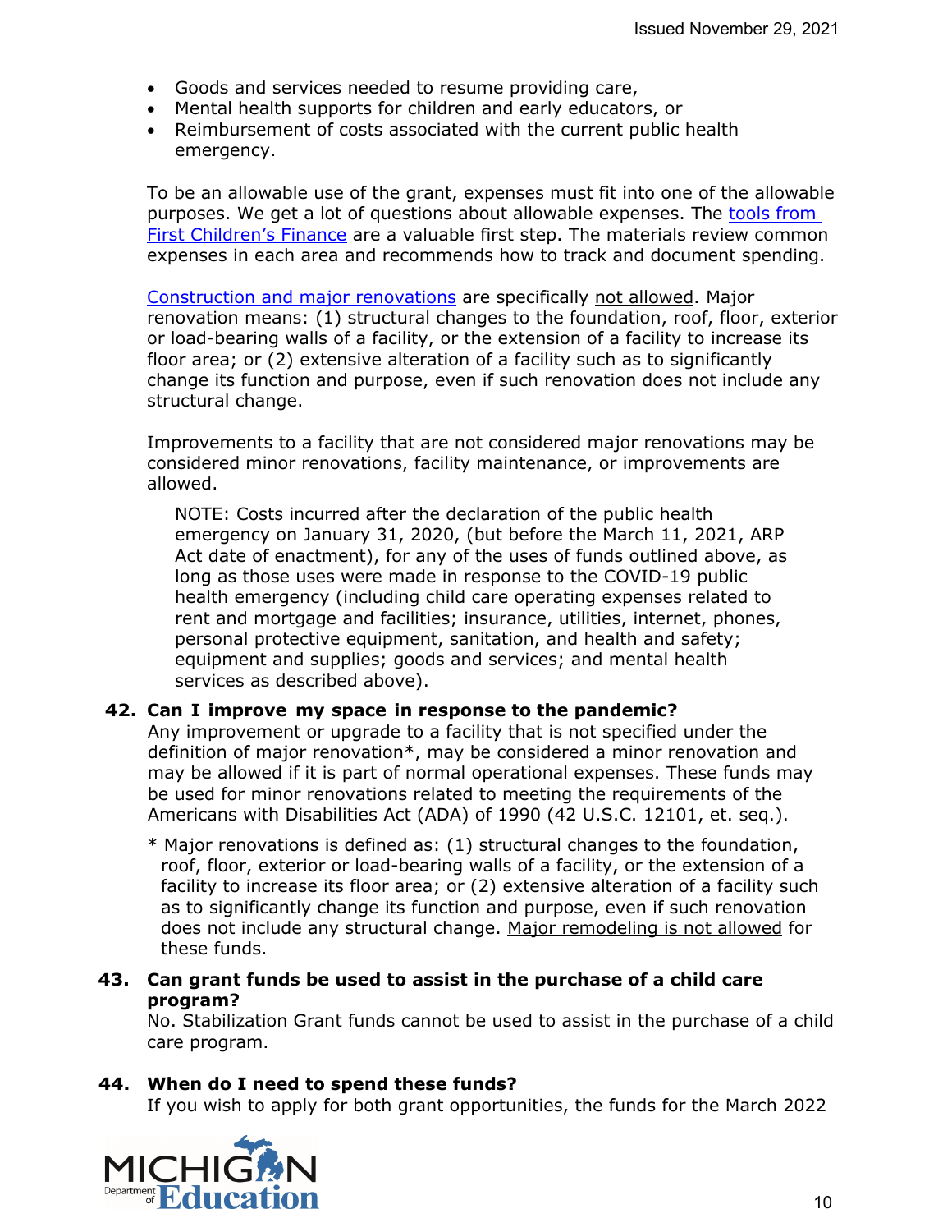- Goods and services needed to resume providing care,
- Mental health supports for children and early educators, or
- Reimbursement of costs associated with the current public health emergency.

To be an allowable use of the grant, expenses must fit into one of the allowable purposes. We get a lot of questions about allowable expenses. The tools from First Children's Finance are a valuable first step. The materials review common expenses in each area and recommends how to track and document spending.

Construction and major renovations are specifically not allowed. Major renovation means: (1) structural changes to the foundation, roof, floor, exterior or load-bearing walls of a facility, or the extension of a facility to increase its floor area; or (2) extensive alteration of a facility such as to significantly change its function and purpose, even if such renovation does not include any structural change.

Improvements to a facility that are not considered major renovations may be considered minor renovations, facility maintenance, or improvements are allowed.

> NOTE: Costs incurred after the declaration of the public health emergency on January 31, 2020, (but before the March 11, 2021, ARP Act date of enactment), for any of the uses of funds outlined above, as long as those uses were made in response to the COVID-19 public health emergency (including child care operating expenses related to rent and mortgage and facilities; insurance, utilities, internet, phones, personal protective equipment, sanitation, and health and safety; equipment and supplies; goods and services; and mental health services as described above).

**42. Can I improve my space in response to the pandemic?**

Any improvement or upgrade to a facility that is not specified under the definition of major renovation*, may be considered a minor renovation and may be allowed if it is part of normal operational expenses. These funds may be used for minor renovations related to meeting the requirements of the Americans with Disabilities Act (ADA) of 1990 (42 U.S.C. 12101, et. seq.).

> * Major renovations is defined as: (1) structural changes to the foundation, roof, floor, exterior or load-bearing walls of a facility, or the extension of a facility to increase its floor area; or (2) extensive alteration of a facility such as to significantly change its function and purpose, even if such renovation does not include any structural change. Major remodeling is not allowed for these funds.

**43. Can grant funds be used to assist in the purchase of a child care program?**

No. Stabilization Grant funds cannot be used to assist in the purchase of a child care program.

**44. When do I need to spend these funds?**

If you wish to apply for both grant opportunities, the funds for the March 2022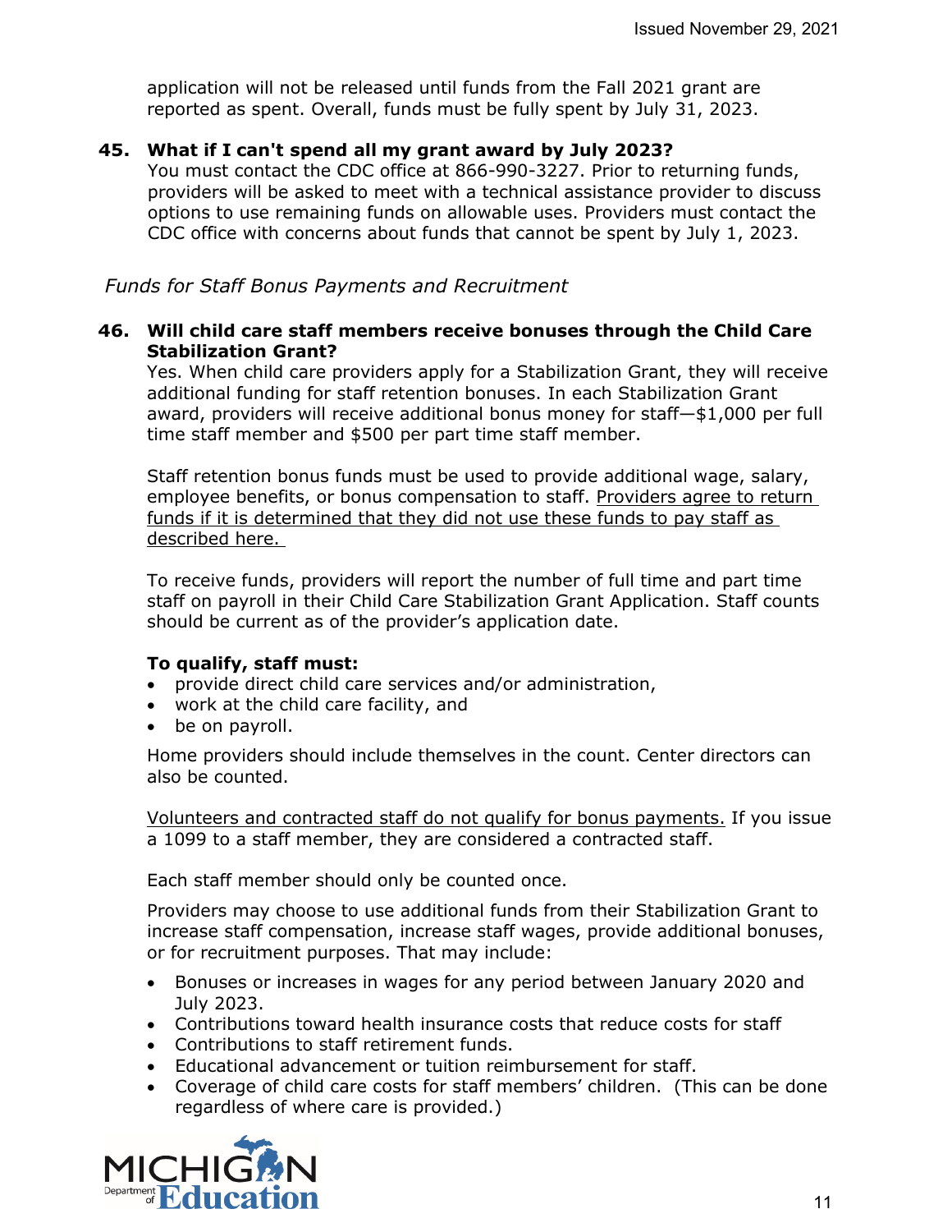application will not be released until funds from the Fall 2021 grant are reported as spent. Overall, funds must be fully spent by July 31, 2023.

**45. What if I can't spend all my grant award by July 2023?**

You must contact the CDC office at 866-990-3227. Prior to returning funds, providers will be asked to meet with a technical assistance provider to discuss options to use remaining funds on allowable uses. Providers must contact the CDC office with concerns about funds that cannot be spent by July 1, 2023.

### *Funds for Staff Bonus Payments and Recruitment*

**46. Will child care staff members receive bonuses through the Child Care Stabilization Grant?**

Yes. When child care providers apply for a Stabilization Grant, they will receive additional funding for staff retention bonuses. In each Stabilization Grant award, providers will receive additional bonus money for staff—$1,000 per full time staff member and $500 per part time staff member.

Staff retention bonus funds must be used to provide additional wage, salary, employee benefits, or bonus compensation to staff. <u>Providers agree to return funds if it is determined that they did not use these funds to pay staff as described here.</u>

To receive funds, providers will report the number of full time and part time staff on payroll in their Child Care Stabilization Grant Application. Staff counts should be current as of the provider's application date.

**To qualify, staff must:**

- provide direct child care services and/or administration,
- work at the child care facility, and
- be on payroll.

Home providers should include themselves in the count. Center directors can also be counted.

<u>Volunteers and contracted staff do not qualify for bonus payments.</u> If you issue a 1099 to a staff member, they are considered a contracted staff.

Each staff member should only be counted once.

Providers may choose to use additional funds from their Stabilization Grant to increase staff compensation, increase staff wages, provide additional bonuses, or for recruitment purposes. That may include:

- Bonuses or increases in wages for any period between January 2020 and July 2023.
- Contributions toward health insurance costs that reduce costs for staff
- Contributions to staff retirement funds.
- Educational advancement or tuition reimbursement for staff.
- Coverage of child care costs for staff members' children. (This can be done regardless of where care is provided.)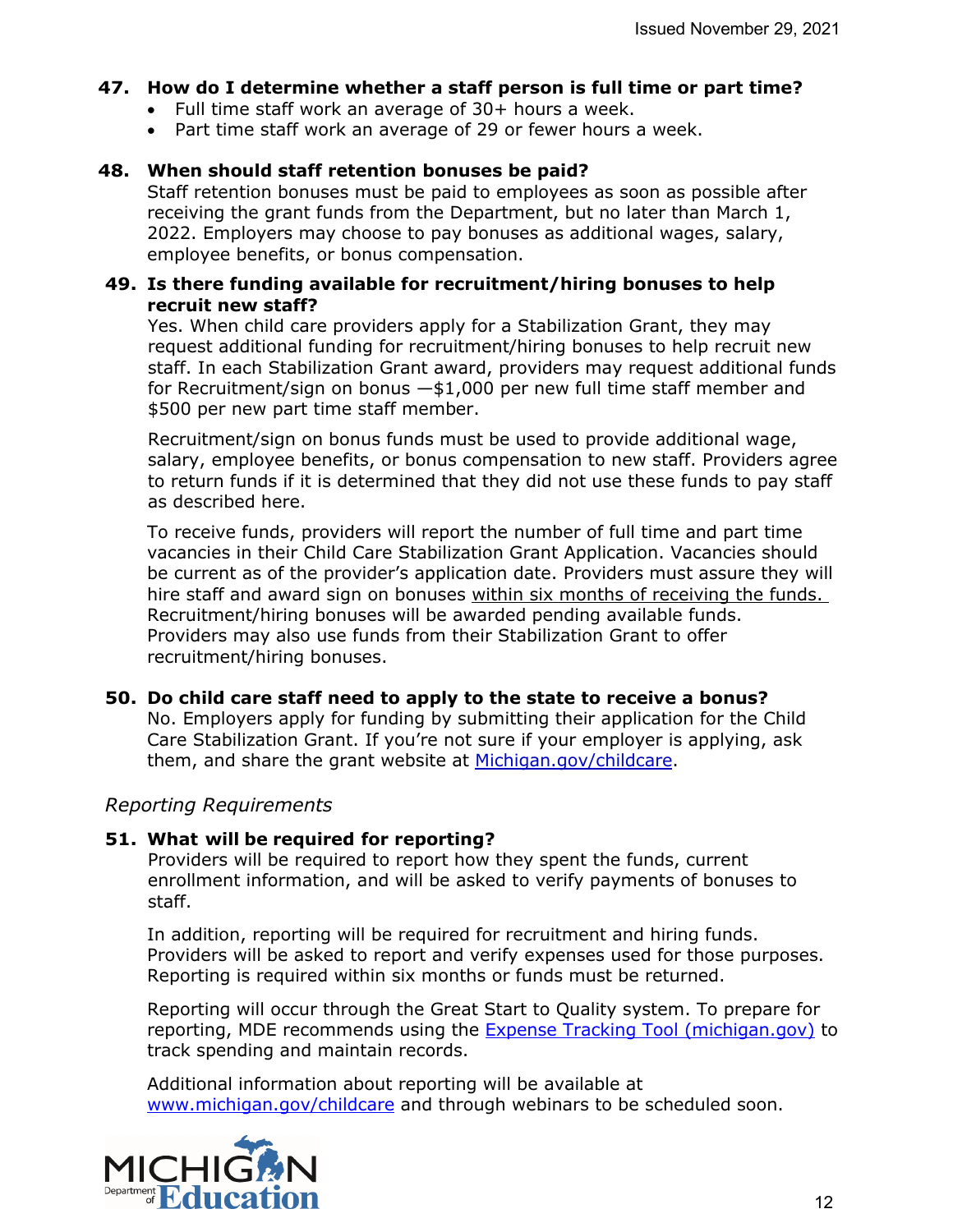**47. How do I determine whether a staff person is full time or part time?**

- Full time staff work an average of 30+ hours a week.
- Part time staff work an average of 29 or fewer hours a week.

**48. When should staff retention bonuses be paid?**

Staff retention bonuses must be paid to employees as soon as possible after receiving the grant funds from the Department, but no later than March 1, 2022. Employers may choose to pay bonuses as additional wages, salary, employee benefits, or bonus compensation.

**49. Is there funding available for recruitment/hiring bonuses to help recruit new staff?**

Yes. When child care providers apply for a Stabilization Grant, they may request additional funding for recruitment/hiring bonuses to help recruit new staff. In each Stabilization Grant award, providers may request additional funds for Recruitment/sign on bonus —$1,000 per new full time staff member and $500 per new part time staff member.

Recruitment/sign on bonus funds must be used to provide additional wage, salary, employee benefits, or bonus compensation to new staff. Providers agree to return funds if it is determined that they did not use these funds to pay staff as described here.

To receive funds, providers will report the number of full time and part time vacancies in their Child Care Stabilization Grant Application. Vacancies should be current as of the provider's application date. Providers must assure they will hire staff and award sign on bonuses <u>within six months of receiving the funds.</u> Recruitment/hiring bonuses will be awarded pending available funds. Providers may also use funds from their Stabilization Grant to offer recruitment/hiring bonuses.

**50. Do child care staff need to apply to the state to receive a bonus?**

No. Employers apply for funding by submitting their application for the Child Care Stabilization Grant. If you're not sure if your employer is applying, ask them, and share the grant website at [Michigan.gov/childcare](Michigan.gov/childcare).

*Reporting Requirements*

**51. What will be required for reporting?**

Providers will be required to report how they spent the funds, current enrollment information, and will be asked to verify payments of bonuses to staff.

In addition, reporting will be required for recruitment and hiring funds. Providers will be asked to report and verify expenses used for those purposes. Reporting is required within six months or funds must be returned.

Reporting will occur through the Great Start to Quality system. To prepare for reporting, MDE recommends using the [Expense Tracking Tool (michigan.gov)]() to track spending and maintain records.

Additional information about reporting will be available at [www.michigan.gov/childcare](www.michigan.gov/childcare) and through webinars to be scheduled soon.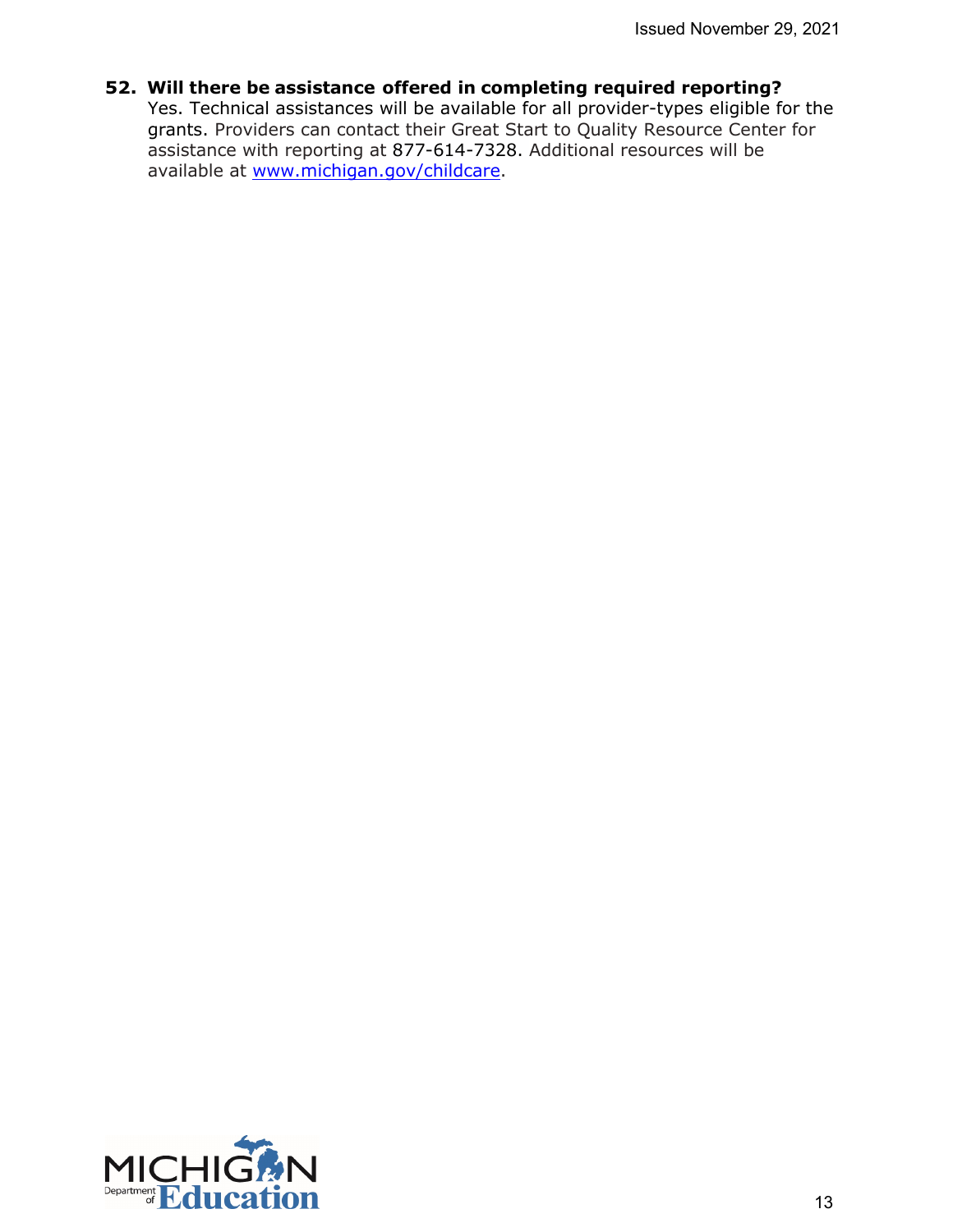**52. Will there be assistance offered in completing required reporting?**

Yes. Technical assistances will be available for all provider-types eligible for the grants. Providers can contact their Great Start to Quality Resource Center for assistance with reporting at 877-614-7328. Additional resources will be available at [www.michigan.gov/childcare](www.michigan.gov/childcare).